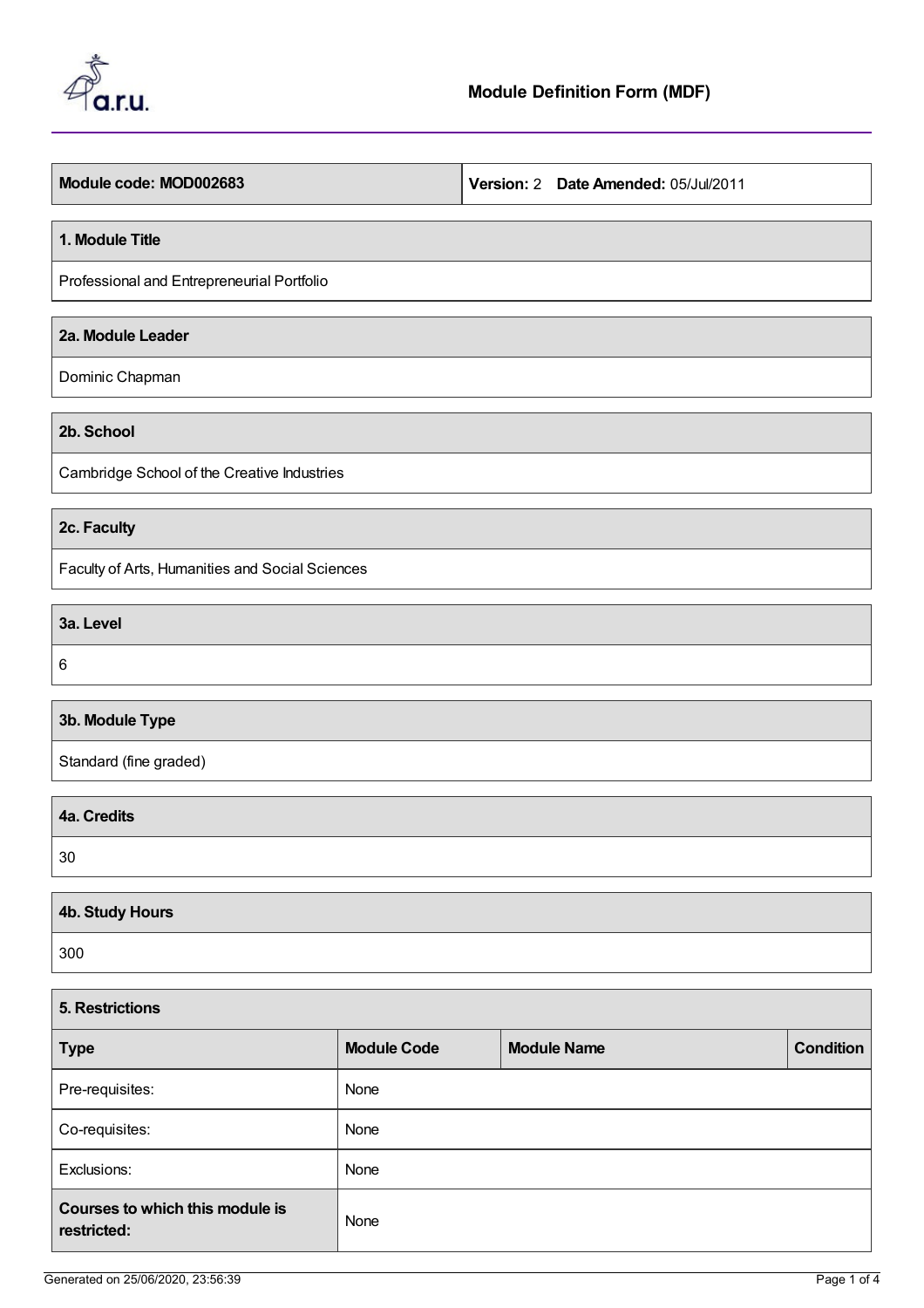# Module Definition Form (MDF)

| Module code: MOD002683 | Version: 2 Date Amended: 05/Jul/2011 |
|---|---|

## 1. Module Title

Professional and Entrepreneurial Portfolio

## 2a. Module Leader

Dominic Chapman

## 2b. School

Cambridge School of the Creative Industries

## 2c. Faculty

Faculty of Arts, Humanities and Social Sciences

## 3a. Level

6

## 3b. Module Type

Standard (fine graded)

## 4a. Credits

30

## 4b. Study Hours

300

## 5. Restrictions

| Type | Module Code | Module Name | Condition |
|---|---|---|---|
| Pre-requisites: | None | | |
| Co-requisites: | None | | |
| Exclusions: | None | | |
| **Courses to which this module is restricted:** | None | | |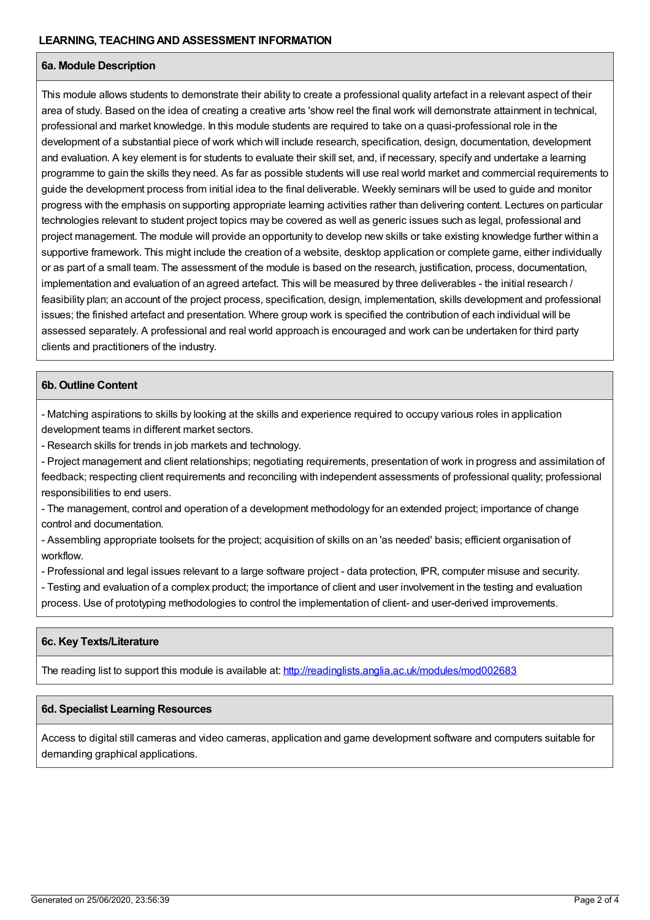## LEARNING, TEACHING AND ASSESSMENT INFORMATION

### 6a. Module Description

This module allows students to demonstrate their ability to create a professional quality artefact in a relevant aspect of their area of study. Based on the idea of creating a creative arts 'show reel the final work will demonstrate attainment in technical, professional and market knowledge. In this module students are required to take on a quasi-professional role in the development of a substantial piece of work which will include research, specification, design, documentation, development and evaluation. A key element is for students to evaluate their skill set, and, if necessary, specify and undertake a learning programme to gain the skills they need. As far as possible students will use real world market and commercial requirements to guide the development process from initial idea to the final deliverable. Weekly seminars will be used to guide and monitor progress with the emphasis on supporting appropriate learning activities rather than delivering content. Lectures on particular technologies relevant to student project topics may be covered as well as generic issues such as legal, professional and project management. The module will provide an opportunity to develop new skills or take existing knowledge further within a supportive framework. This might include the creation of a website, desktop application or complete game, either individually or as part of a small team. The assessment of the module is based on the research, justification, process, documentation, implementation and evaluation of an agreed artefact. This will be measured by three deliverables - the initial research / feasibility plan; an account of the project process, specification, design, implementation, skills development and professional issues; the finished artefact and presentation. Where group work is specified the contribution of each individual will be assessed separately. A professional and real world approach is encouraged and work can be undertaken for third party clients and practitioners of the industry.

### 6b. Outline Content

- Matching aspirations to skills by looking at the skills and experience required to occupy various roles in application development teams in different market sectors.
- Research skills for trends in job markets and technology.
- Project management and client relationships; negotiating requirements, presentation of work in progress and assimilation of feedback; respecting client requirements and reconciling with independent assessments of professional quality; professional responsibilities to end users.
- The management, control and operation of a development methodology for an extended project; importance of change control and documentation.
- Assembling appropriate toolsets for the project; acquisition of skills on an 'as needed' basis; efficient organisation of workflow.
- Professional and legal issues relevant to a large software project - data protection, IPR, computer misuse and security.
- Testing and evaluation of a complex product; the importance of client and user involvement in the testing and evaluation process. Use of prototyping methodologies to control the implementation of client- and user-derived improvements.

### 6c. Key Texts/Literature

The reading list to support this module is available at: [http://readinglists.anglia.ac.uk/modules/mod002683](http://readinglists.anglia.ac.uk/modules/mod002683)

### 6d. Specialist Learning Resources

Access to digital still cameras and video cameras, application and game development software and computers suitable for demanding graphical applications.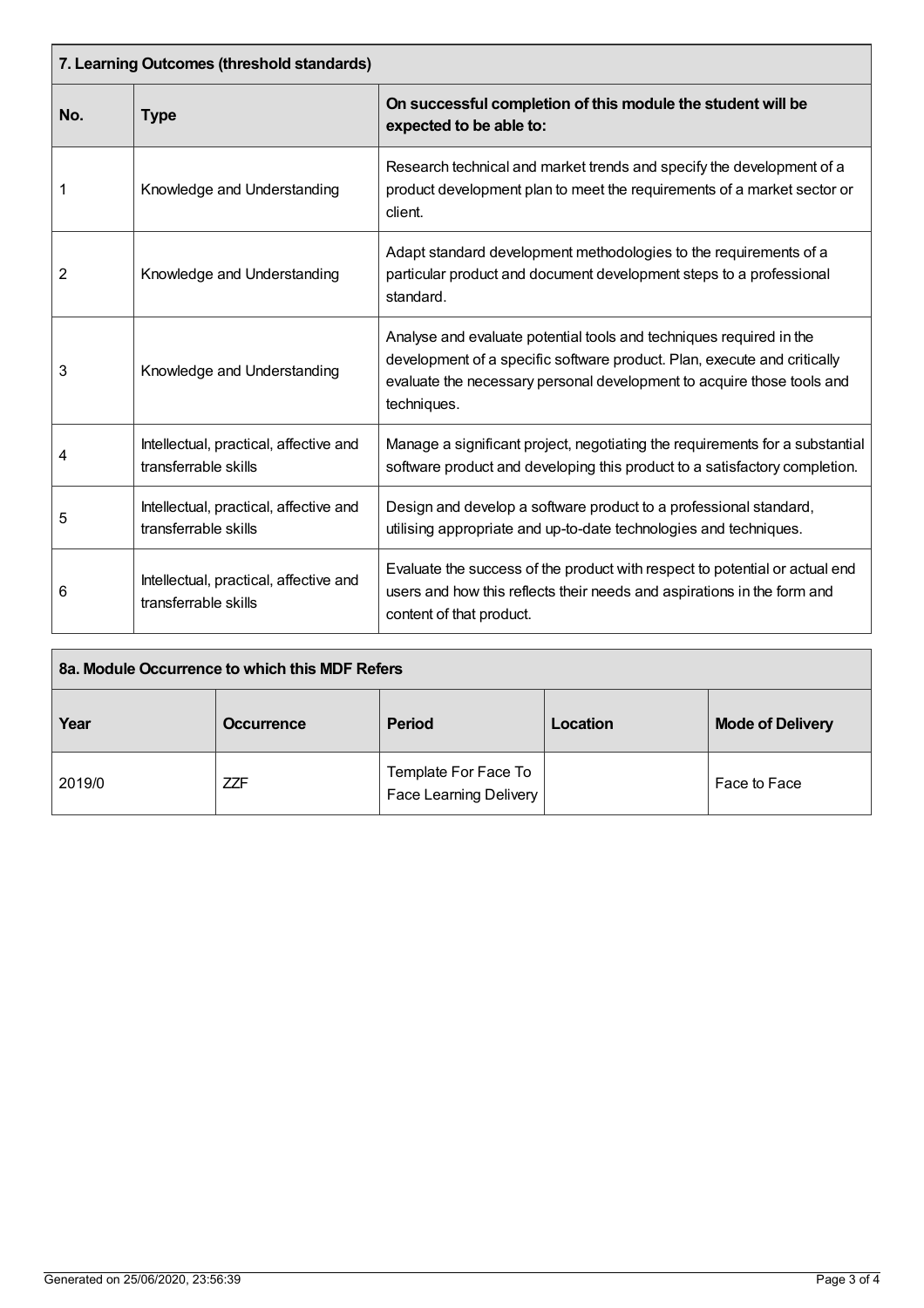## 7. Learning Outcomes (threshold standards)

| No. | Type | On successful completion of this module the student will be expected to be able to: |
|---|---|---|
| 1 | Knowledge and Understanding | Research technical and market trends and specify the development of a product development plan to meet the requirements of a market sector or client. |
| 2 | Knowledge and Understanding | Adapt standard development methodologies to the requirements of a particular product and document development steps to a professional standard. |
| 3 | Knowledge and Understanding | Analyse and evaluate potential tools and techniques required in the development of a specific software product. Plan, execute and critically evaluate the necessary personal development to acquire those tools and techniques. |
| 4 | Intellectual, practical, affective and transferrable skills | Manage a significant project, negotiating the requirements for a substantial software product and developing this product to a satisfactory completion. |
| 5 | Intellectual, practical, affective and transferrable skills | Design and develop a software product to a professional standard, utilising appropriate and up-to-date technologies and techniques. |
| 6 | Intellectual, practical, affective and transferrable skills | Evaluate the success of the product with respect to potential or actual end users and how this reflects their needs and aspirations in the form and content of that product. |

## 8a. Module Occurrence to which this MDF Refers

| Year | Occurrence | Period | Location | Mode of Delivery |
|---|---|---|---|---|
| 2019/0 | ZZF | Template For Face To Face Learning Delivery | | Face to Face |

Generated on 25/06/2020, 23:56:39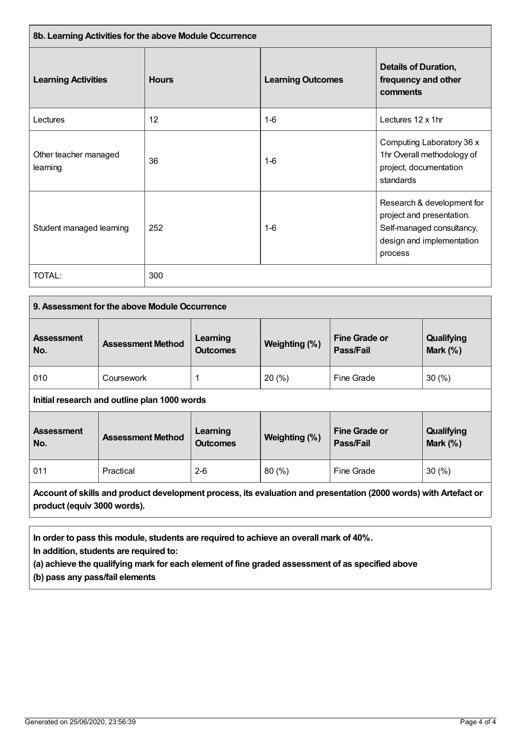## 8b. Learning Activities for the above Module Occurrence

| Learning Activities | Hours | Learning Outcomes | Details of Duration, frequency and other comments |
|---|---|---|---|
| Lectures | 12 | 1-6 | Lectures 12 x 1hr |
| Other teacher managed learning | 36 | 1-6 | Computing Laboratory 36 x 1hr Overall methodology of project, documentation standards |
| Student managed learning | 252 | 1-6 | Research & development for project and presentation. Self-managed consultancy, design and implementation process |
| TOTAL: | 300 | | |

## 9. Assessment for the above Module Occurrence

| Assessment No. | Assessment Method | Learning Outcomes | Weighting (%) | Fine Grade or Pass/Fail | Qualifying Mark (%) |
|---|---|---|---|---|---|
| 010 | Coursework | 1 | 20 (%) | Fine Grade | 30 (%) |

**Initial research and outline plan 1000 words**

| Assessment No. | Assessment Method | Learning Outcomes | Weighting (%) | Fine Grade or Pass/Fail | Qualifying Mark (%) |
|---|---|---|---|---|---|
| 011 | Practical | 2-6 | 80 (%) | Fine Grade | 30 (%) |

**Account of skills and product development process, its evaluation and presentation (2000 words) with Artefact or product (equiv 3000 words).**

**In order to pass this module, students are required to achieve an overall mark of 40%.**
**In addition, students are required to:**
**(a) achieve the qualifying mark for each element of fine graded assessment of as specified above**
**(b) pass any pass/fail elements**